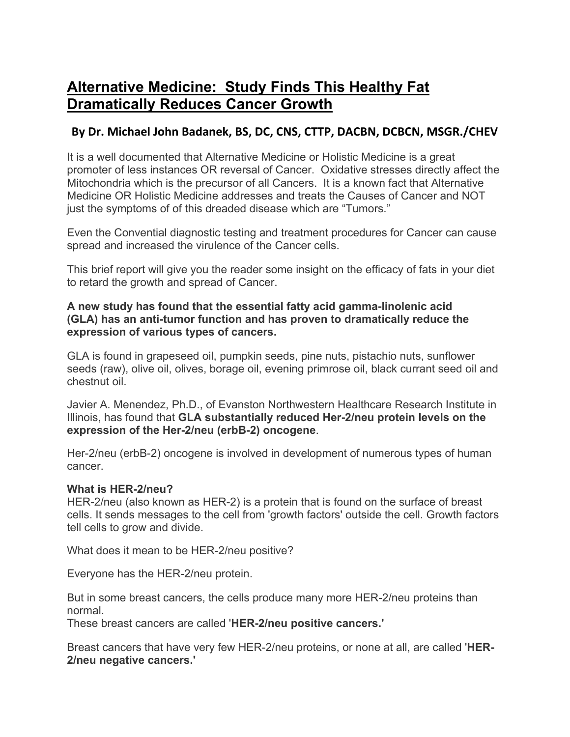# Alternative Medicine: Study Finds This Healthy Fat Dramatically Reduces Cancer Growth

**By Dr. Michael John Badanek, BS, DC, CNS, CTTP, DACBN, DCBCN, MSGR./CHEV**

It is a well documented that Alternative Medicine or Holistic Medicine is a great promoter of less instances OR reversal of Cancer. Oxidative stresses directly affect the Mitochondria which is the precursor of all Cancers. It is a known fact that Alternative Medicine OR Holistic Medicine addresses and treats the Causes of Cancer and NOT just the symptoms of of this dreaded disease which are "Tumors."

Even the Convential diagnostic testing and treatment procedures for Cancer can cause spread and increased the virulence of the Cancer cells.

This brief report will give you the reader some insight on the efficacy of fats in your diet to retard the growth and spread of Cancer.

**A new study has found that the essential fatty acid gamma-linolenic acid (GLA) has an anti-tumor function and has proven to dramatically reduce the expression of various types of cancers.**

GLA is found in grapeseed oil, pumpkin seeds, pine nuts, pistachio nuts, sunflower seeds (raw), olive oil, olives, borage oil, evening primrose oil, black currant seed oil and chestnut oil.

Javier A. Menendez, Ph.D., of Evanston Northwestern Healthcare Research Institute in Illinois, has found that **GLA substantially reduced Her-2/neu protein levels on the expression of the Her-2/neu (erbB-2) oncogene**.

Her-2/neu (erbB-2) oncogene is involved in development of numerous types of human cancer.

**What is HER-2/neu?**
HER-2/neu (also known as HER-2) is a protein that is found on the surface of breast cells. It sends messages to the cell from 'growth factors' outside the cell. Growth factors tell cells to grow and divide.

What does it mean to be HER-2/neu positive?

Everyone has the HER-2/neu protein.

But in some breast cancers, the cells produce many more HER-2/neu proteins than normal.
These breast cancers are called '**HER-2/neu positive cancers.'**

Breast cancers that have very few HER-2/neu proteins, or none at all, are called '**HER-2/neu negative cancers.'**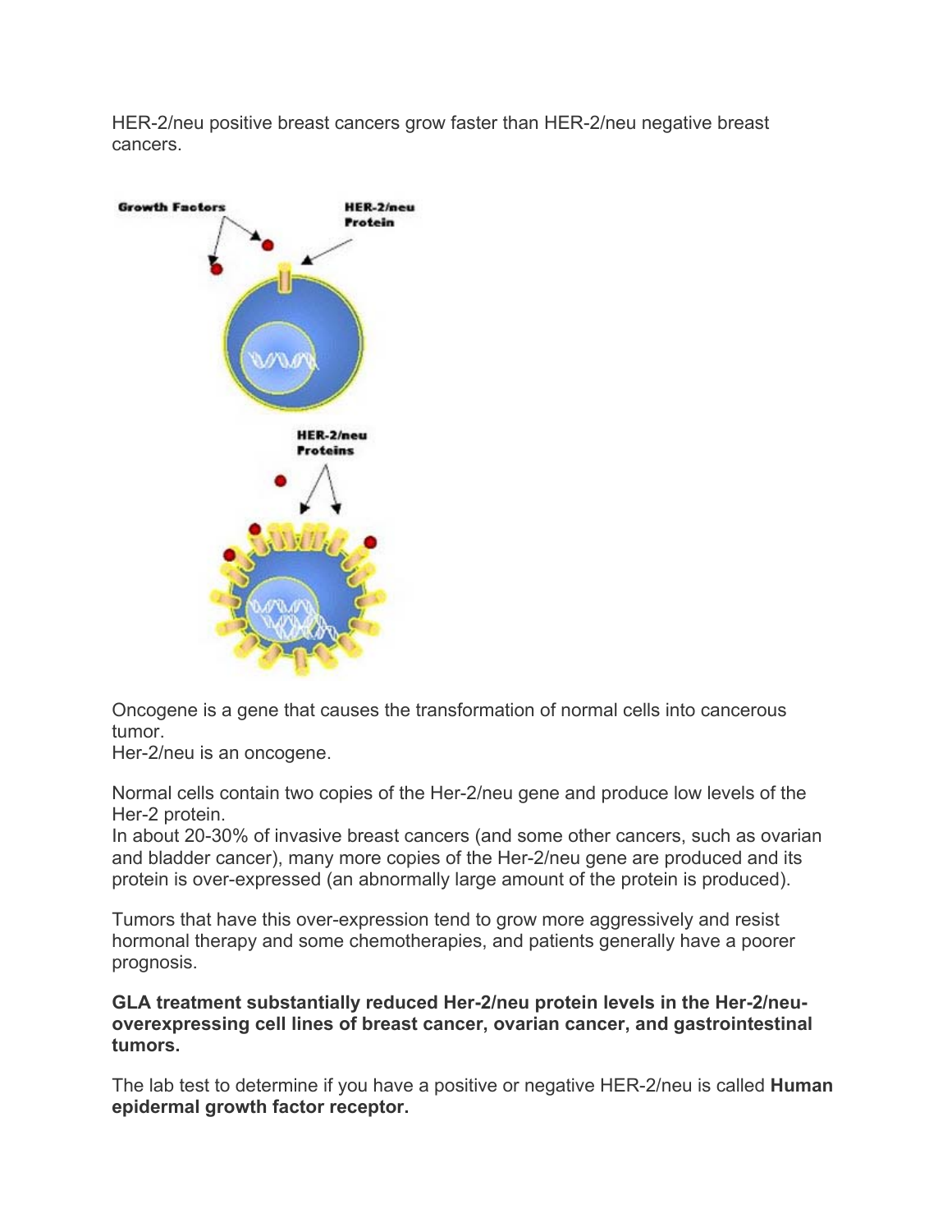HER-2/neu positive breast cancers grow faster than HER-2/neu negative breast cancers.

Growth Factors

HER-2/neu Protein

HER-2/neu Proteins

Oncogene is a gene that causes the transformation of normal cells into cancerous tumor.
Her-2/neu is an oncogene.

Normal cells contain two copies of the Her-2/neu gene and produce low levels of the Her-2 protein.
In about 20-30% of invasive breast cancers (and some other cancers, such as ovarian and bladder cancer), many more copies of the Her-2/neu gene are produced and its protein is over-expressed (an abnormally large amount of the protein is produced).

Tumors that have this over-expression tend to grow more aggressively and resist hormonal therapy and some chemotherapies, and patients generally have a poorer prognosis.

**GLA treatment substantially reduced Her-2/neu protein levels in the Her-2/neu-overexpressing cell lines of breast cancer, ovarian cancer, and gastrointestinal tumors.**

The lab test to determine if you have a positive or negative HER-2/neu is called **Human epidermal growth factor receptor.**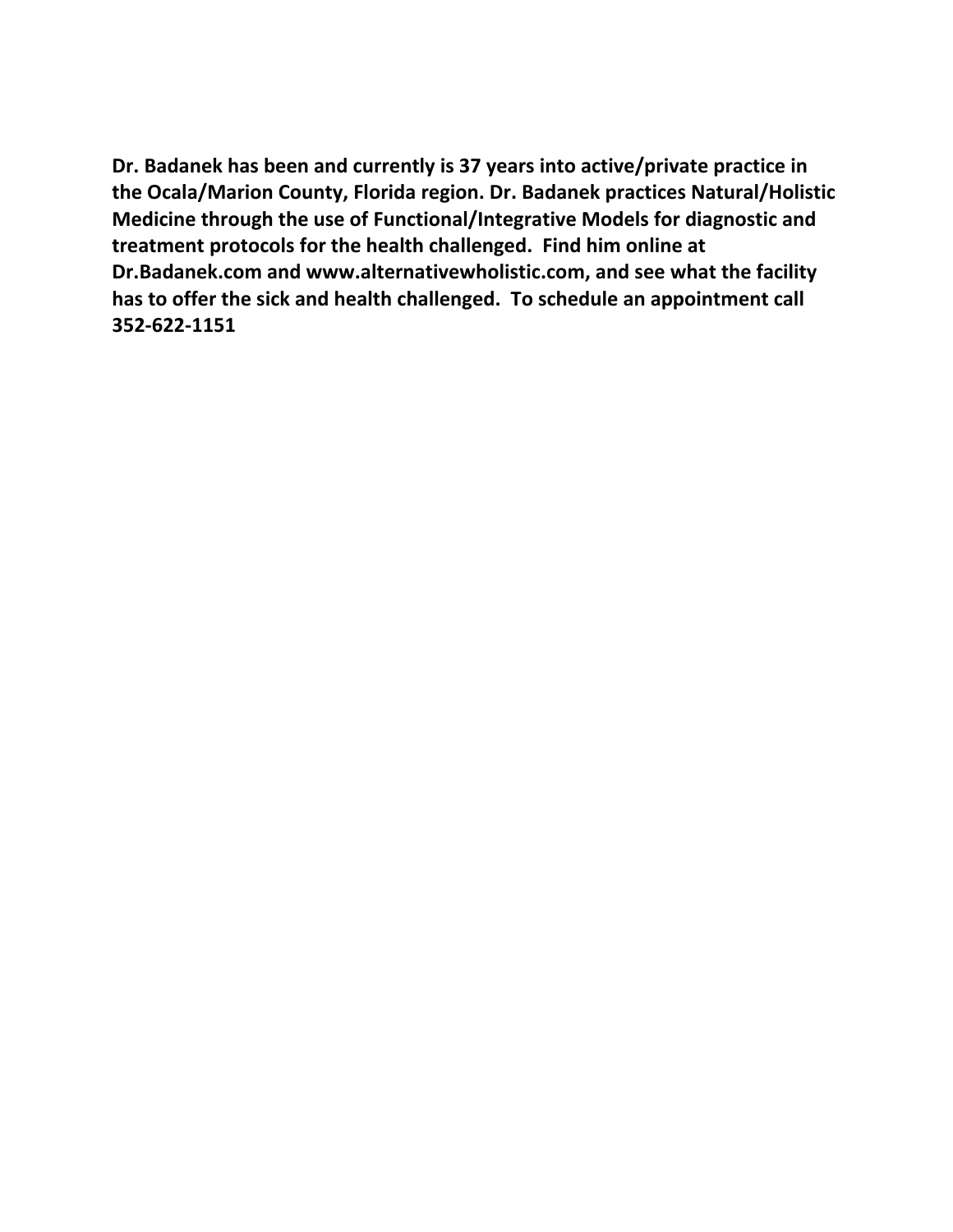**Dr. Badanek has been and currently is 37 years into active/private practice in the Ocala/Marion County, Florida region. Dr. Badanek practices Natural/Holistic Medicine through the use of Functional/Integrative Models for diagnostic and treatment protocols for the health challenged. Find him online at Dr.Badanek.com and www.alternativewholistic.com, and see what the facility has to offer the sick and health challenged. To schedule an appointment call 352-622-1151**